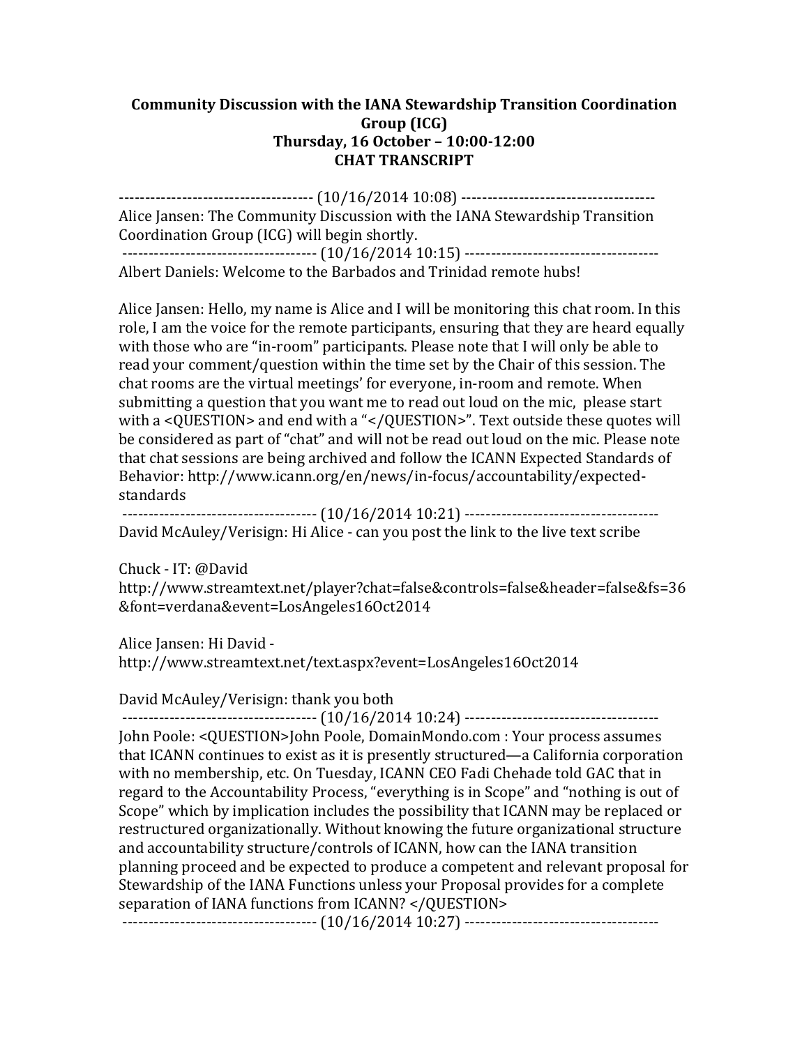**Community Discussion with the IANA Stewardship Transition Coordination Group (ICG)**
**Thursday, 16 October – 10:00-12:00**
**CHAT TRANSCRIPT**

------------------------------------- (10/16/2014 10:08) -------------------------------------
Alice Jansen: The Community Discussion with the IANA Stewardship Transition Coordination Group (ICG) will begin shortly.
------------------------------------- (10/16/2014 10:15) -------------------------------------
Albert Daniels: Welcome to the Barbados and Trinidad remote hubs!

Alice Jansen: Hello, my name is Alice and I will be monitoring this chat room. In this role, I am the voice for the remote participants, ensuring that they are heard equally with those who are "in-room" participants. Please note that I will only be able to read your comment/question within the time set by the Chair of this session. The chat rooms are the virtual meetings' for everyone, in-room and remote. When submitting a question that you want me to read out loud on the mic, please start with a <QUESTION> and end with a "</QUESTION>". Text outside these quotes will be considered as part of "chat" and will not be read out loud on the mic. Please note that chat sessions are being archived and follow the ICANN Expected Standards of Behavior: http://www.icann.org/en/news/in-focus/accountability/expected-standards
------------------------------------- (10/16/2014 10:21) -------------------------------------
David McAuley/Verisign: Hi Alice - can you post the link to the live text scribe

Chuck - IT: @David
http://www.streamtext.net/player?chat=false&controls=false&header=false&fs=36&font=verdana&event=LosAngeles16Oct2014

Alice Jansen: Hi David -
http://www.streamtext.net/text.aspx?event=LosAngeles16Oct2014

David McAuley/Verisign: thank you both
------------------------------------- (10/16/2014 10:24) -------------------------------------
John Poole: <QUESTION>John Poole, DomainMondo.com : Your process assumes that ICANN continues to exist as it is presently structured—a California corporation with no membership, etc. On Tuesday, ICANN CEO Fadi Chehade told GAC that in regard to the Accountability Process, "everything is in Scope" and "nothing is out of Scope" which by implication includes the possibility that ICANN may be replaced or restructured organizationally. Without knowing the future organizational structure and accountability structure/controls of ICANN, how can the IANA transition planning proceed and be expected to produce a competent and relevant proposal for Stewardship of the IANA Functions unless your Proposal provides for a complete separation of IANA functions from ICANN? </QUESTION>
------------------------------------- (10/16/2014 10:27) -------------------------------------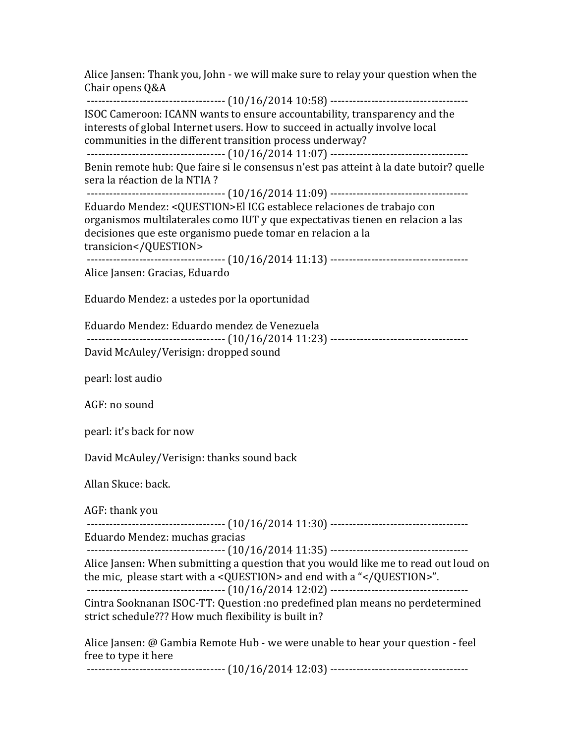Alice Jansen: Thank you, John - we will make sure to relay your question when the Chair opens Q&A

------------------------------------ (10/16/2014 10:58) ------------------------------------

ISOC Cameroon: ICANN wants to ensure accountability, transparency and the interests of global Internet users. How to succeed in actually involve local communities in the different transition process underway?

------------------------------------ (10/16/2014 11:07) ------------------------------------

Benin remote hub: Que faire si le consensus n'est pas atteint à la date butoir? quelle sera la réaction de la NTIA ?

------------------------------------ (10/16/2014 11:09) ------------------------------------

Eduardo Mendez: <QUESTION>El ICG establece relaciones de trabajo con organismos multilaterales como IUT y que expectativas tienen en relacion a las decisiones que este organismo puede tomar en relacion a la transicion</QUESTION>

------------------------------------ (10/16/2014 11:13) ------------------------------------

Alice Jansen: Gracias, Eduardo

Eduardo Mendez: a ustedes por la oportunidad

Eduardo Mendez: Eduardo mendez de Venezuela

------------------------------------ (10/16/2014 11:23) ------------------------------------

David McAuley/Verisign: dropped sound

pearl: lost audio

AGF: no sound

pearl: it's back for now

David McAuley/Verisign: thanks sound back

Allan Skuce: back.

AGF: thank you

------------------------------------ (10/16/2014 11:30) ------------------------------------

Eduardo Mendez: muchas gracias

------------------------------------ (10/16/2014 11:35) ------------------------------------

Alice Jansen: When submitting a question that you would like me to read out loud on the mic, please start with a <QUESTION> and end with a "</QUESTION>".

------------------------------------ (10/16/2014 12:02) ------------------------------------

Cintra Sooknanan ISOC-TT: Question :no predefined plan means no perdetermined strict schedule??? How much flexibility is built in?

Alice Jansen: @ Gambia Remote Hub - we were unable to hear your question - feel free to type it here

------------------------------------ (10/16/2014 12:03) ------------------------------------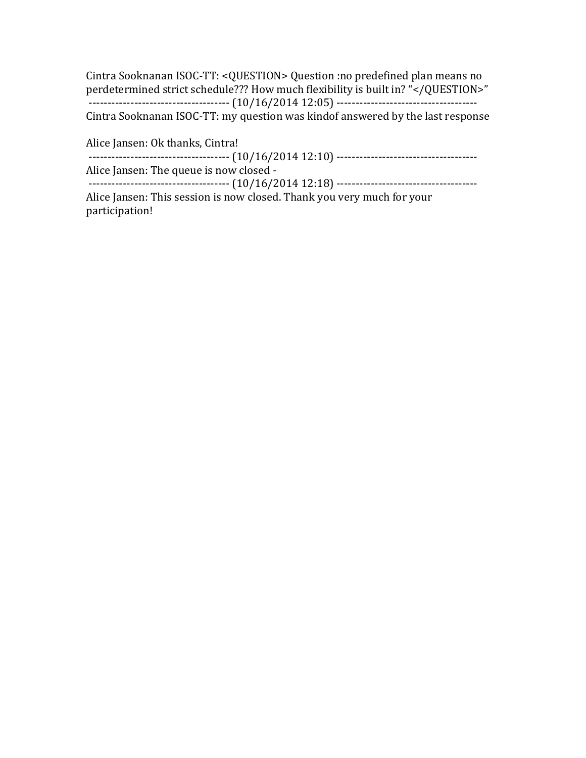Cintra Sooknanan ISOC-TT: <QUESTION> Question :no predefined plan means no perdetermined strict schedule??? How much flexibility is built in? "</QUESTION>"

------------------------------------- (10/16/2014 12:05) -------------------------------------

Cintra Sooknanan ISOC-TT: my question was kindof answered by the last response

Alice Jansen: Ok thanks, Cintra!

------------------------------------- (10/16/2014 12:10) -------------------------------------

Alice Jansen: The queue is now closed -

------------------------------------- (10/16/2014 12:18) -------------------------------------

Alice Jansen: This session is now closed. Thank you very much for your participation!